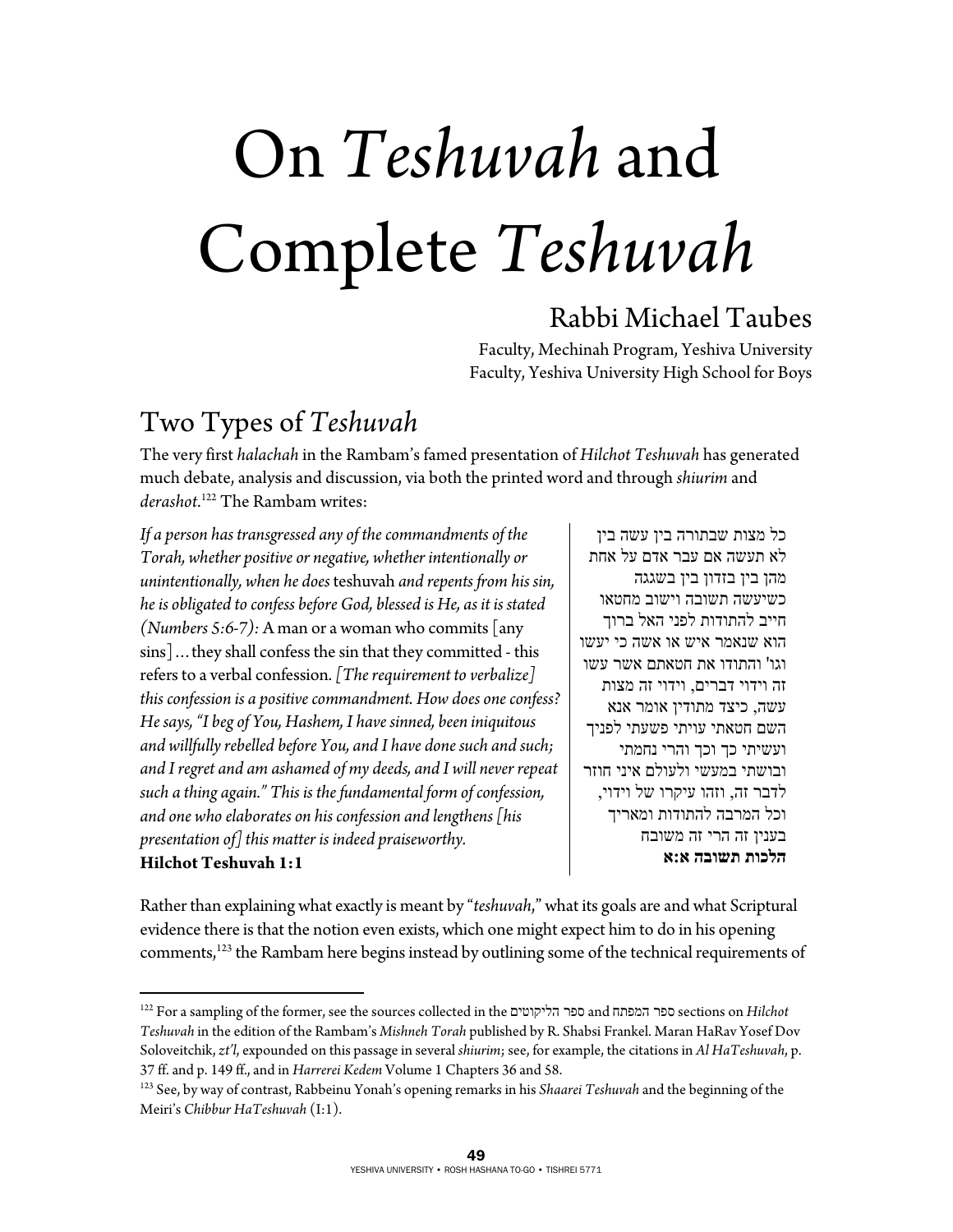# On *Teshuvah* and Complete *Teshuvah*

## Rabbi Michael Taubes

Faculty, Mechinah Program, Yeshiva University
Faculty, Yeshiva University High School for Boys

## Two Types of *Teshuvah*

The very first *halachah* in the Rambam's famed presentation of *Hilchot Teshuvah* has generated much debate, analysis and discussion, via both the printed word and through *shiurim* and *derashot*.[122] The Rambam writes:

*If a person has transgressed any of the commandments of the Torah, whether positive or negative, whether intentionally or unintentionally, when he does* teshuvah *and repents from his sin, he is obligated to confess before God, blessed is He, as it is stated (Numbers 5:6-7):* A man or a woman who commits [any sins] ... they shall confess the sin that they committed - this refers to a verbal confession. *[The requirement to verbalize] this confession is a positive commandment. How does one confess? He says, "I beg of You, Hashem, I have sinned, been iniquitous and willfully rebelled before You, and I have done such and such; and I regret and am ashamed of my deeds, and I will never repeat such a thing again." This is the fundamental form of confession, and one who elaborates on his confession and lengthens [his presentation of] this matter is indeed praiseworthy.*
**Hilchot Teshuvah 1:1**

כל מצות שבתורה בין עשה בין לא תעשה אם עבר אדם על אחת מהן בין בזדון בין בשגגה כשיעשה תשובה וישוב מחטאו חייב להתודות לפני האל ברוך הוא שנאמר איש או אשה כי יעשו וגו' והתודו את חטאתם אשר עשו זה וידוי דברים, וידוי זה מצות עשה, כיצד מתודין אומר אנא השם חטאתי עויתי פשעתי לפניך ועשיתי כך וכך והרי נחמתי ובושתי במעשי ולעולם איני חוזר לדבר זה, וזהו עיקרו של וידוי, וכל המרבה להתודות ומאריך בענין זה הרי זה משובח
**הלכות תשובה א:א**

Rather than explaining what exactly is meant by "*teshuvah*," what its goals are and what Scriptural evidence there is that the notion even exists, which one might expect him to do in his opening comments,[123] the Rambam here begins instead by outlining some of the technical requirements of

---

[122] For a sampling of the former, see the sources collected in the ספר הליקוטים and ספר המפתח sections on *Hilchot Teshuvah* in the edition of the Rambam's *Mishneh Torah* published by R. Shabsi Frankel. Maran HaRav Yosef Dov Soloveitchik, *zt'l*, expounded on this passage in several *shiurim*; see, for example, the citations in *Al HaTeshuvah*, p. 37 ff. and p. 149 ff., and in *Harrerei Kedem* Volume 1 Chapters 36 and 58.

[123] See, by way of contrast, Rabbeinu Yonah's opening remarks in his *Shaarei Teshuvah* and the beginning of the Meiri's *Chibbur HaTeshuvah* (I:1).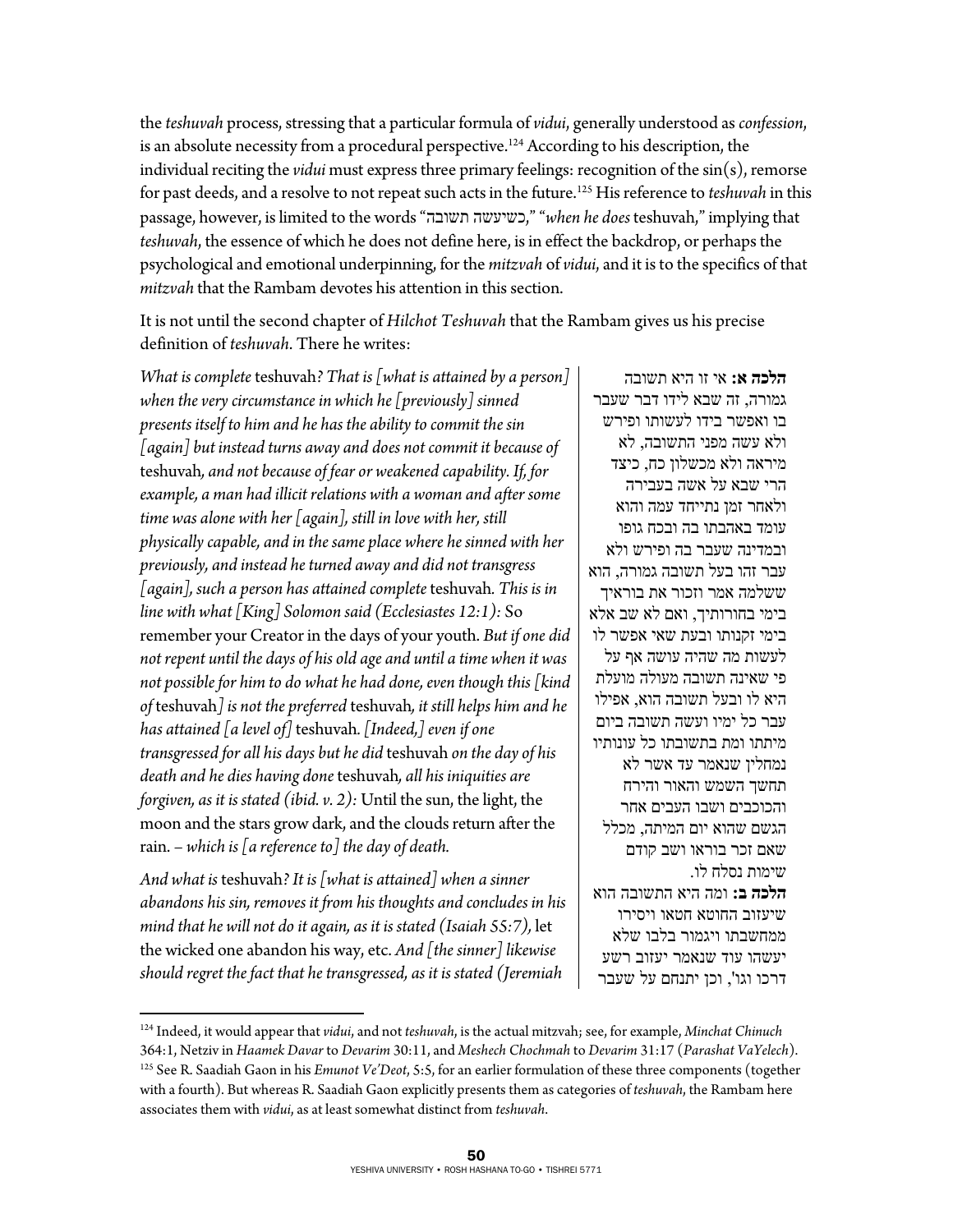the *teshuvah* process, stressing that a particular formula of *vidui*, generally understood as *confession*, is an absolute necessity from a procedural perspective.[124] According to his description, the individual reciting the *vidui* must express three primary feelings: recognition of the sin(s), remorse for past deeds, and a resolve to not repeat such acts in the future.[125] His reference to *teshuvah* in this passage, however, is limited to the words "כשיעשה תשובה," "*when he does* teshuvah," implying that *teshuvah*, the essence of which he does not define here, is in effect the backdrop, or perhaps the psychological and emotional underpinning, for the *mitzvah* of *vidui*, and it is to the specifics of that *mitzvah* that the Rambam devotes his attention in this section.

It is not until the second chapter of *Hilchot Teshuvah* that the Rambam gives us his precise definition of *teshuvah*. There he writes:

*What is complete* teshuvah*? That is [what is attained by a person] when the very circumstance in which he [previously] sinned presents itself to him and he has the ability to commit the sin [again] but instead turns away and does not commit it because of* teshuvah*, and not because of fear or weakened capability. If, for example, a man had illicit relations with a woman and after some time was alone with her [again], still in love with her, still physically capable, and in the same place where he sinned with her previously, and instead he turned away and did not transgress [again], such a person has attained complete* teshuvah*. This is in line with what [King] Solomon said (Ecclesiastes 12:1):* So remember your Creator in the days of your youth. *But if one did not repent until the days of his old age and until a time when it was not possible for him to do what he had done, even though this [kind of* teshuvah*] is not the preferred* teshuvah*, it still helps him and he has attained [a level of]* teshuvah*. [Indeed,] even if one transgressed for all his days but he did* teshuvah *on the day of his death and he dies having done* teshuvah*, all his iniquities are forgiven, as it is stated (ibid. v. 2):* Until the sun, the light, the moon and the stars grow dark, and the clouds return after the rain. *– which is [a reference to] the day of death.*

*And what is* teshuvah*? It is [what is attained] when a sinner abandons his sin, removes it from his thoughts and concludes in his mind that he will not do it again, as it is stated (Isaiah 55:7),* let the wicked one abandon his way, etc. *And [the sinner] likewise should regret the fact that he transgressed, as it is stated (Jeremiah*

**הלכה א:** אי זו היא תשובה גמורה, זה שבא לידו דבר שעבר בו ואפשר בידו לעשותו ופירש ולא עשה מפני התשובה, לא מיראה ולא מכשלון כח, כיצד הרי שבא על אשה בעבירה ולאחר זמן נתייחד עמה והוא עומד באהבתו בה ובכח גופו ובמדינה שעבר בה ופירש ולא עבר זהו בעל תשובה גמורה, הוא ששלמה אמר וזכור את בוראיך בימי בחורותיך, ואם לא שב אלא בימי זקנותו ובעת שאי אפשר לו לעשות מה שהיה עושה אף על פי שאינה תשובה מעולה מועלת היא לו ובעל תשובה הוא, אפילו עבר כל ימיו ועשה תשובה ביום מיתתו ומת בתשובתו כל עונותיו נמחלין שנאמר עד אשר לא תחשך השמש והאור והירח והכוכבים ושבו העבים אחר הגשם שהוא יום המיתה, מכלל שאם זכר בוראו ושב קודם שימות נסלח לו.

**הלכה ב:** ומה היא התשובה הוא שיעזוב החוטא חטאו ויסירו ממחשבתו ויגמור בלבו שלא יעשהו עוד שנאמר יעזוב רשע דרכו וגו', וכן יתנחם על שעבר

---

[124] Indeed, it would appear that *vidui*, and not *teshuvah*, is the actual mitzvah; see, for example, *Minchat Chinuch* 364:1, Netziv in *Haamek Davar* to *Devarim* 30:11, and *Meshech Chochmah* to *Devarim* 31:17 (*Parashat VaYelech*).

[125] See R. Saadiah Gaon in his *Emunot Ve'Deot*, 5:5, for an earlier formulation of these three components (together with a fourth). But whereas R. Saadiah Gaon explicitly presents them as categories of *teshuvah*, the Rambam here associates them with *vidui*, as at least somewhat distinct from *teshuvah*.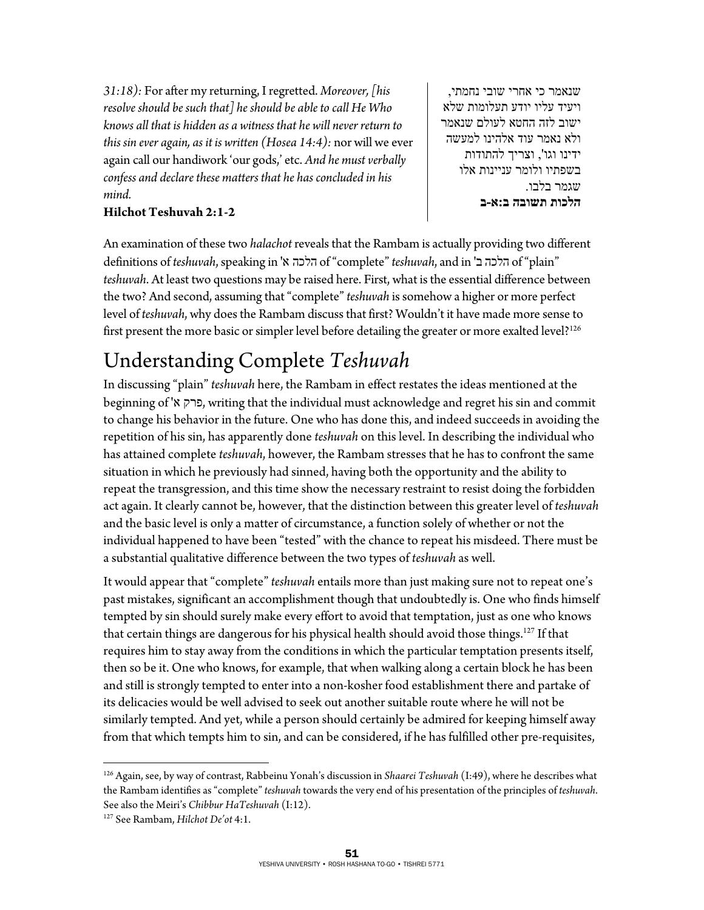*31:18):* For after my returning, I regretted. *Moreover, [his resolve should be such that] he should be able to call He Who knows all that is hidden as a witness that he will never return to this sin ever again, as it is written (Hosea 14:4):* nor will we ever again call our handiwork 'our gods,' etc. *And he must verbally confess and declare these matters that he has concluded in his mind.*

**Hilchot Teshuvah 2:1-2**

שנאמר כי אחרי שובי נחמתי, ויעיד עליו יודע תעלומות שלא ישוב לזה החטא לעולם שנאמר ולא נאמר עוד אלהינו למעשה ידינו וגו', וצריך להתודות בשפתיו ולומר עניינות אלו שגמר בלבו.

**הלכות תשובה ב:א-ב**

An examination of these two *halachot* reveals that the Rambam is actually providing two different definitions of *teshuvah*, speaking in הלכה א' of "complete" *teshuvah*, and in הלכה ב' of "plain" *teshuvah*. At least two questions may be raised here. First, what is the essential difference between the two? And second, assuming that "complete" *teshuvah* is somehow a higher or more perfect level of *teshuvah*, why does the Rambam discuss that first? Wouldn't it have made more sense to first present the more basic or simpler level before detailing the greater or more exalted level?[126]

# Understanding Complete *Teshuvah*

In discussing "plain" *teshuvah* here, the Rambam in effect restates the ideas mentioned at the beginning of פרק א', writing that the individual must acknowledge and regret his sin and commit to change his behavior in the future. One who has done this, and indeed succeeds in avoiding the repetition of his sin, has apparently done *teshuvah* on this level. In describing the individual who has attained complete *teshuvah*, however, the Rambam stresses that he has to confront the same situation in which he previously had sinned, having both the opportunity and the ability to repeat the transgression, and this time show the necessary restraint to resist doing the forbidden act again. It clearly cannot be, however, that the distinction between this greater level of *teshuvah* and the basic level is only a matter of circumstance, a function solely of whether or not the individual happened to have been "tested" with the chance to repeat his misdeed. There must be a substantial qualitative difference between the two types of *teshuvah* as well.

It would appear that "complete" *teshuvah* entails more than just making sure not to repeat one's past mistakes, significant an accomplishment though that undoubtedly is. One who finds himself tempted by sin should surely make every effort to avoid that temptation, just as one who knows that certain things are dangerous for his physical health should avoid those things.[127] If that requires him to stay away from the conditions in which the particular temptation presents itself, then so be it. One who knows, for example, that when walking along a certain block he has been and still is strongly tempted to enter into a non-kosher food establishment there and partake of its delicacies would be well advised to seek out another suitable route where he will not be similarly tempted. And yet, while a person should certainly be admired for keeping himself away from that which tempts him to sin, and can be considered, if he has fulfilled other pre-requisites,

---

[126] Again, see, by way of contrast, Rabbeinu Yonah's discussion in *Shaarei Teshuvah* (I:49), where he describes what the Rambam identifies as "complete" *teshuvah* towards the very end of his presentation of the principles of *teshuvah*. See also the Meiri's *Chibbur HaTeshuvah* (I:12).

[127] See Rambam, *Hilchot De'ot* 4:1.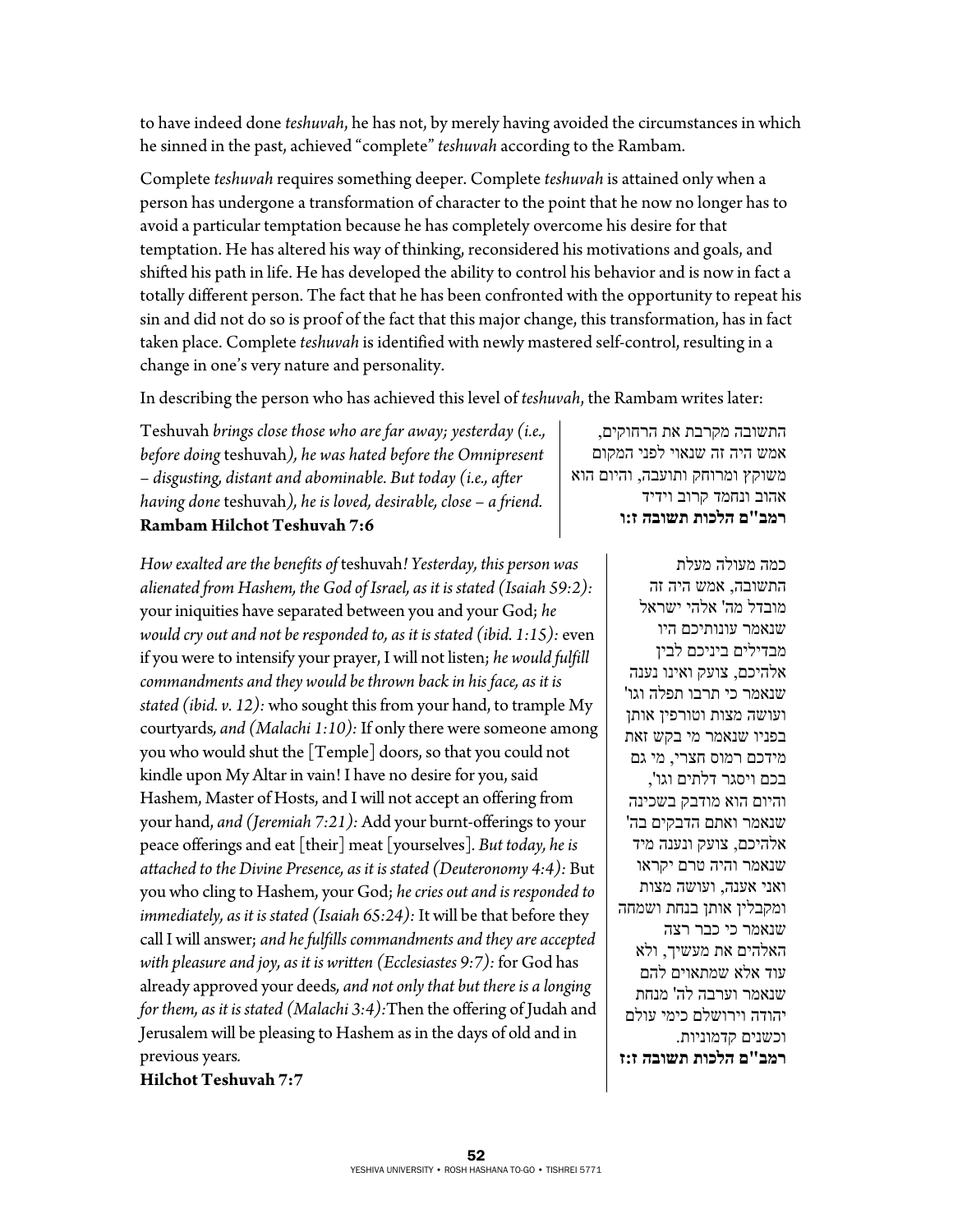to have indeed done *teshuvah*, he has not, by merely having avoided the circumstances in which he sinned in the past, achieved "complete" *teshuvah* according to the Rambam.

Complete *teshuvah* requires something deeper. Complete *teshuvah* is attained only when a person has undergone a transformation of character to the point that he now no longer has to avoid a particular temptation because he has completely overcome his desire for that temptation. He has altered his way of thinking, reconsidered his motivations and goals, and shifted his path in life. He has developed the ability to control his behavior and is now in fact a totally different person. The fact that he has been confronted with the opportunity to repeat his sin and did not do so is proof of the fact that this major change, this transformation, has in fact taken place. Complete *teshuvah* is identified with newly mastered self-control, resulting in a change in one's very nature and personality.

In describing the person who has achieved this level of *teshuvah*, the Rambam writes later:

Teshuvah *brings close those who are far away; yesterday (i.e., before doing* teshuvah*), he was hated before the Omnipresent – disgusting, distant and abominable. But today (i.e., after having done* teshuvah*), he is loved, desirable, close – a friend.*
**Rambam Hilchot Teshuvah 7:6**

התשובה מקרבת את הרחוקים, אמש היה זה שנאוי לפני המקום משוקץ ומרוחק ותועבה, והיום הוא אהוב ונחמד קרוב וידיד
**רמב"ם הלכות תשובה ז:ו**

*How exalted are the benefits of* teshuvah*! Yesterday, this person was alienated from Hashem, the God of Israel, as it is stated (Isaiah 59:2):* your iniquities have separated between you and your God; *he would cry out and not be responded to, as it is stated (ibid. 1:15):* even if you were to intensify your prayer, I will not listen; *he would fulfill commandments and they would be thrown back in his face, as it is stated (ibid. v. 12):* who sought this from your hand, to trample My courtyards*, and (Malachi 1:10):* If only there were someone among you who would shut the [Temple] doors, so that you could not kindle upon My Altar in vain! I have no desire for you, said Hashem, Master of Hosts, and I will not accept an offering from your hand, *and (Jeremiah 7:21):* Add your burnt-offerings to your peace offerings and eat [their] meat [yourselves]. *But today, he is attached to the Divine Presence, as it is stated (Deuteronomy 4:4):* But you who cling to Hashem, your God; *he cries out and is responded to immediately, as it is stated (Isaiah 65:24):* It will be that before they call I will answer; *and he fulfills commandments and they are accepted with pleasure and joy, as it is written (Ecclesiastes 9:7):* for God has already approved your deeds*, and not only that but there is a longing for them, as it is stated (Malachi 3:4):*Then the offering of Judah and Jerusalem will be pleasing to Hashem as in the days of old and in previous years*.*
**Hilchot Teshuvah 7:7**

כמה מעולה מעלת התשובה, אמש היה זה מובדל מה' אלהי ישראל שנאמר עונותיכם היו מבדילים ביניכם לבין אלהיכם, צועק ואינו נענה שנאמר כי תרבו תפלה וגו' ועושה מצות וטורפין אותן בפניו שנאמר מי בקש זאת מידכם רמוס חצרי, מי גם בכם ויסגר דלתים וגו', והיום הוא מודבק בשכינה שנאמר ואתם הדבקים בה' אלהיכם, צועק ונענה מיד שנאמר והיה טרם יקראו ואני אענה, ועושה מצות ומקבלין אותן בנחת ושמחה שנאמר כי כבר רצה האלהים את מעשיך, ולא עוד אלא שמתאוים להם שנאמר וערבה לה' מנחת יהודה וירושלם כימי עולם וכשנים קדמוניות.
**רמב"ם הלכות תשובה ז:ז**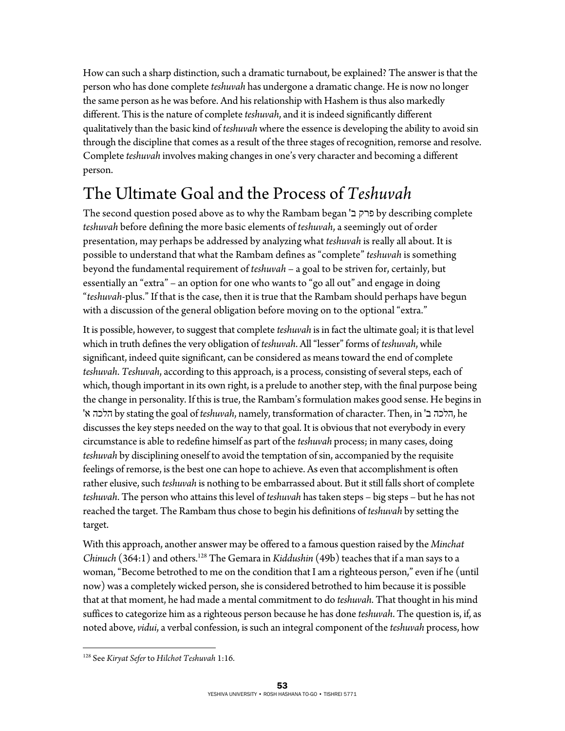How can such a sharp distinction, such a dramatic turnabout, be explained? The answer is that the person who has done complete *teshuvah* has undergone a dramatic change. He is now no longer the same person as he was before. And his relationship with Hashem is thus also markedly different. This is the nature of complete *teshuvah*, and it is indeed significantly different qualitatively than the basic kind of *teshuvah* where the essence is developing the ability to avoid sin through the discipline that comes as a result of the three stages of recognition, remorse and resolve. Complete *teshuvah* involves making changes in one's very character and becoming a different person.

## The Ultimate Goal and the Process of *Teshuvah*

The second question posed above as to why the Rambam began פרק ב' by describing complete *teshuvah* before defining the more basic elements of *teshuvah*, a seemingly out of order presentation, may perhaps be addressed by analyzing what *teshuvah* is really all about. It is possible to understand that what the Rambam defines as "complete" *teshuvah* is something beyond the fundamental requirement of *teshuvah* – a goal to be striven for, certainly, but essentially an "extra" – an option for one who wants to "go all out" and engage in doing "*teshuvah*-plus." If that is the case, then it is true that the Rambam should perhaps have begun with a discussion of the general obligation before moving on to the optional "extra."

It is possible, however, to suggest that complete *teshuvah* is in fact the ultimate goal; it is that level which in truth defines the very obligation of *teshuvah*. All "lesser" forms of *teshuvah*, while significant, indeed quite significant, can be considered as means toward the end of complete *teshuvah*. *Teshuvah*, according to this approach, is a process, consisting of several steps, each of which, though important in its own right, is a prelude to another step, with the final purpose being the change in personality. If this is true, the Rambam's formulation makes good sense. He begins in הלכה א' by stating the goal of *teshuvah*, namely, transformation of character. Then, in הלכה ב', he discusses the key steps needed on the way to that goal. It is obvious that not everybody in every circumstance is able to redefine himself as part of the *teshuvah* process; in many cases, doing *teshuvah* by disciplining oneself to avoid the temptation of sin, accompanied by the requisite feelings of remorse, is the best one can hope to achieve. As even that accomplishment is often rather elusive, such *teshuvah* is nothing to be embarrassed about. But it still falls short of complete *teshuvah*. The person who attains this level of *teshuvah* has taken steps – big steps – but he has not reached the target. The Rambam thus chose to begin his definitions of *teshuvah* by setting the target.

With this approach, another answer may be offered to a famous question raised by the *Minchat Chinuch* (364:1) and others.[128] The Gemara in *Kiddushin* (49b) teaches that if a man says to a woman, "Become betrothed to me on the condition that I am a righteous person," even if he (until now) was a completely wicked person, she is considered betrothed to him because it is possible that at that moment, he had made a mental commitment to do *teshuvah*. That thought in his mind suffices to categorize him as a righteous person because he has done *teshuvah*. The question is, if, as noted above, *vidui*, a verbal confession, is such an integral component of the *teshuvah* process, how

---

[128] See *Kiryat Sefer* to *Hilchot Teshuvah* 1:16.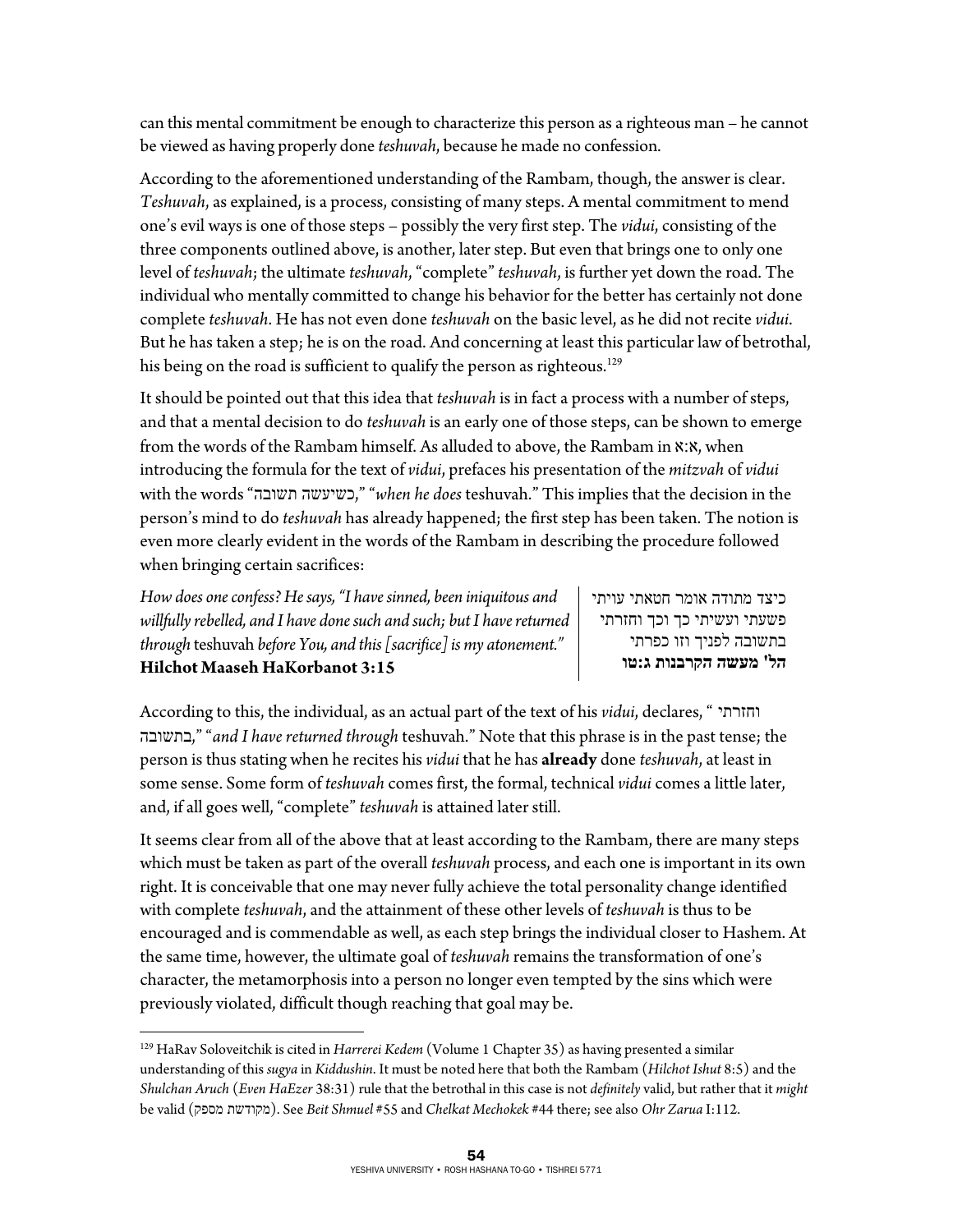can this mental commitment be enough to characterize this person as a righteous man – he cannot be viewed as having properly done *teshuvah*, because he made no confession.

According to the aforementioned understanding of the Rambam, though, the answer is clear. *Teshuvah*, as explained, is a process, consisting of many steps. A mental commitment to mend one's evil ways is one of those steps – possibly the very first step. The *vidui*, consisting of the three components outlined above, is another, later step. But even that brings one to only one level of *teshuvah*; the ultimate *teshuvah*, "complete" *teshuvah*, is further yet down the road. The individual who mentally committed to change his behavior for the better has certainly not done complete *teshuvah*. He has not even done *teshuvah* on the basic level, as he did not recite *vidui*. But he has taken a step; he is on the road. And concerning at least this particular law of betrothal, his being on the road is sufficient to qualify the person as righteous.[129]

It should be pointed out that this idea that *teshuvah* is in fact a process with a number of steps, and that a mental decision to do *teshuvah* is an early one of those steps, can be shown to emerge from the words of the Rambam himself. As alluded to above, the Rambam in א:א, when introducing the formula for the text of *vidui*, prefaces his presentation of the *mitzvah* of *vidui* with the words "כשיעשה תשובה," "*when he does* teshuvah." This implies that the decision in the person's mind to do *teshuvah* has already happened; the first step has been taken. The notion is even more clearly evident in the words of the Rambam in describing the procedure followed when bringing certain sacrifices:

*How does one confess? He says, "I have sinned, been iniquitous and willfully rebelled, and I have done such and such; but I have returned through* teshuvah *before You, and this [sacrifice] is my atonement."*
**Hilchot Maaseh HaKorbanot 3:15**

כיצד מתודה אומר חטאתי עויתי פשעתי ועשיתי כך וכך וחזרתי בתשובה לפניך וזו כפרתי
**הל' מעשה הקרבנות ג:טו**

According to this, the individual, as an actual part of the text of his *vidui*, declares, "וחזרתי בתשובה," "*and I have returned through* teshuvah." Note that this phrase is in the past tense; the person is thus stating when he recites his *vidui* that he has **already** done *teshuvah*, at least in some sense. Some form of *teshuvah* comes first, the formal, technical *vidui* comes a little later, and, if all goes well, "complete" *teshuvah* is attained later still.

It seems clear from all of the above that at least according to the Rambam, there are many steps which must be taken as part of the overall *teshuvah* process, and each one is important in its own right. It is conceivable that one may never fully achieve the total personality change identified with complete *teshuvah*, and the attainment of these other levels of *teshuvah* is thus to be encouraged and is commendable as well, as each step brings the individual closer to Hashem. At the same time, however, the ultimate goal of *teshuvah* remains the transformation of one's character, the metamorphosis into a person no longer even tempted by the sins which were previously violated, difficult though reaching that goal may be.

---

[129] HaRav Soloveitchik is cited in *Harrerei Kedem* (Volume 1 Chapter 35) as having presented a similar understanding of this *sugya* in *Kiddushin*. It must be noted here that both the Rambam (*Hilchot Ishut* 8:5) and the *Shulchan Aruch* (*Even HaEzer* 38:31) rule that the betrothal in this case is not *definitely* valid, but rather that it *might* be valid (מקודשת מספק). See *Beit Shmuel* #55 and *Chelkat Mechokek* #44 there; see also *Ohr Zarua* I:112.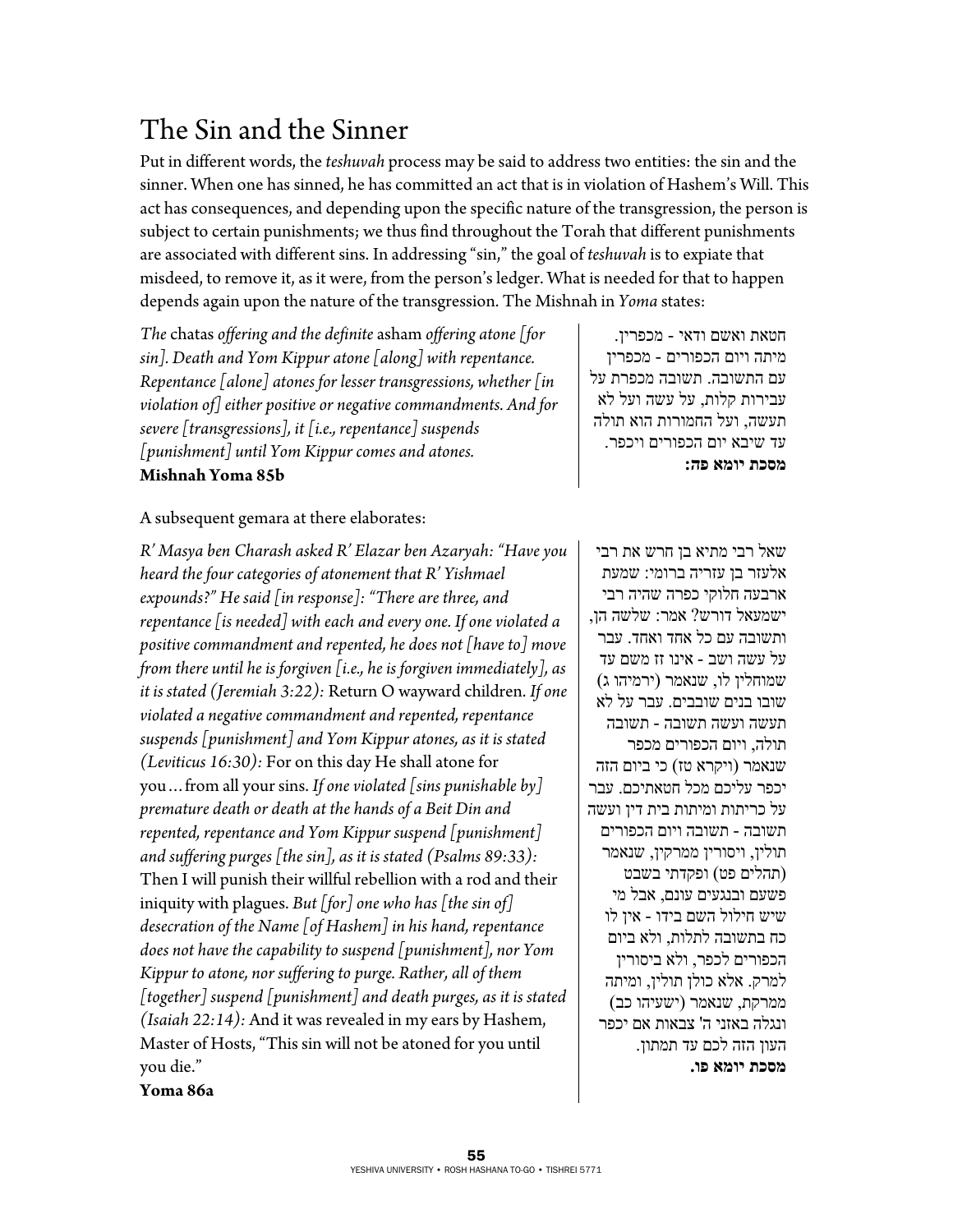## The Sin and the Sinner

Put in different words, the *teshuvah* process may be said to address two entities: the sin and the sinner. When one has sinned, he has committed an act that is in violation of Hashem's Will. This act has consequences, and depending upon the specific nature of the transgression, the person is subject to certain punishments; we thus find throughout the Torah that different punishments are associated with different sins. In addressing "sin," the goal of *teshuvah* is to expiate that misdeed, to remove it, as it were, from the person's ledger. What is needed for that to happen depends again upon the nature of the transgression. The Mishnah in *Yoma* states:

*The* chatas *offering and the definite* asham *offering atone [for sin]. Death and Yom Kippur atone [along] with repentance. Repentance [alone] atones for lesser transgressions, whether [in violation of] either positive or negative commandments. And for severe [transgressions], it [i.e., repentance] suspends [punishment] until Yom Kippur comes and atones.*
**Mishnah Yoma 85b**

חטאת ואשם ודאי - מכפרין. מיתה ויום הכפורים - מכפרין עם התשובה. תשובה מכפרת על עבירות קלות, על עשה ועל לא תעשה, ועל החמורות הוא תולה עד שיבא יום הכפורים ויכפר.
**מסכת יומא פה:**

A subsequent gemara at there elaborates:

*R' Masya ben Charash asked R' Elazar ben Azaryah: "Have you heard the four categories of atonement that R' Yishmael expounds?" He said [in response]: "There are three, and repentance [is needed] with each and every one. If one violated a positive commandment and repented, he does not [have to] move from there until he is forgiven [i.e., he is forgiven immediately], as it is stated (Jeremiah 3:22):* Return O wayward children. *If one violated a negative commandment and repented, repentance suspends [punishment] and Yom Kippur atones, as it is stated (Leviticus 16:30):* For on this day He shall atone for you…from all your sins. *If one violated [sins punishable by] premature death or death at the hands of a Beit Din and repented, repentance and Yom Kippur suspend [punishment] and suffering purges [the sin], as it is stated (Psalms 89:33):* Then I will punish their willful rebellion with a rod and their iniquity with plagues. *But [for] one who has [the sin of] desecration of the Name [of Hashem] in his hand, repentance does not have the capability to suspend [punishment], nor Yom Kippur to atone, nor suffering to purge. Rather, all of them [together] suspend [punishment] and death purges, as it is stated (Isaiah 22:14):* And it was revealed in my ears by Hashem, Master of Hosts, "This sin will not be atoned for you until you die."
**Yoma 86a**

שאל רבי מתיא בן חרש את רבי אלעזר בן עזריה ברומי: שמעת ארבעה חלוקי כפרה שהיה רבי ישמעאל דורש? אמר: שלשה הן, ותשובה עם כל אחד ואחד. עבר על עשה ושב - אינו זז משם עד שמוחלין לו, שנאמר (ירמיהו ג) שובו בנים שובבים. עבר על לא תעשה ועשה תשובה - תשובה תולה, ויום הכפורים מכפר שנאמר (ויקרא טז) כי ביום הזה יכפר עליכם מכל חטאתיכם. עבר על כריתות ומיתות בית דין ועשה תשובה - תשובה ויום הכפורים תולין, ויסורין ממרקין, שנאמר (תהלים פט) ופקדתי בשבט פשעם ובנגעים עונם, אבל מי שיש חילול השם בידו - אין לו כח בתשובה לתלות, ולא ביום הכפורים לכפר, ולא ביסורין למרק. אלא כולן תולין, ומיתה ממרקת, שנאמר (ישעיהו כב) ונגלה באזני ה' צבאות אם יכפר העון הזה לכם עד תמתון.
**מסכת יומא פו.**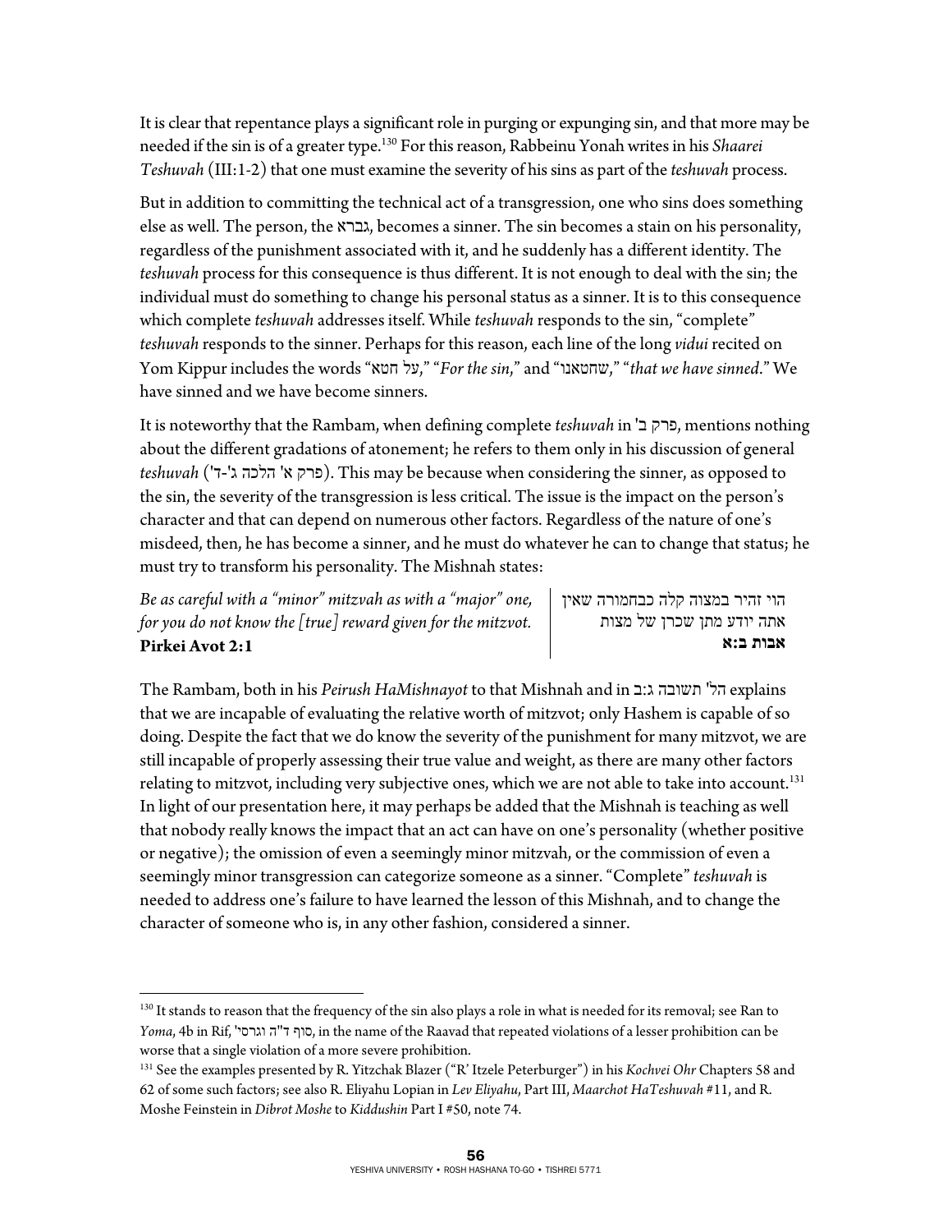It is clear that repentance plays a significant role in purging or expunging sin, and that more may be needed if the sin is of a greater type.[130] For this reason, Rabbeinu Yonah writes in his *Shaarei Teshuvah* (III:1-2) that one must examine the severity of his sins as part of the *teshuvah* process.

But in addition to committing the technical act of a transgression, one who sins does something else as well. The person, the גברא, becomes a sinner. The sin becomes a stain on his personality, regardless of the punishment associated with it, and he suddenly has a different identity. The *teshuvah* process for this consequence is thus different. It is not enough to deal with the sin; the individual must do something to change his personal status as a sinner. It is to this consequence which complete *teshuvah* addresses itself. While *teshuvah* responds to the sin, "complete" *teshuvah* responds to the sinner. Perhaps for this reason, each line of the long *vidui* recited on Yom Kippur includes the words "על חטא," "*For the sin*," and "שחטאנו," "*that we have sinned*." We have sinned and we have become sinners.

It is noteworthy that the Rambam, when defining complete *teshuvah* in פרק ב', mentions nothing about the different gradations of atonement; he refers to them only in his discussion of general *teshuvah* (פרק א' הלכה ג'-ד'). This may be because when considering the sinner, as opposed to the sin, the severity of the transgression is less critical. The issue is the impact on the person's character and that can depend on numerous other factors. Regardless of the nature of one's misdeed, then, he has become a sinner, and he must do whatever he can to change that status; he must try to transform his personality. The Mishnah states:

*Be as careful with a "minor" mitzvah as with a "major" one, for you do not know the [true] reward given for the mitzvot.*
**Pirkei Avot 2:1**

הוי זהיר במצוה קלה כבחמורה שאין אתה יודע מתן שכרן של מצות
**אבות ב:א**

The Rambam, both in his *Peirush HaMishnayot* to that Mishnah and in הל' תשובה ג:ב explains that we are incapable of evaluating the relative worth of mitzvot; only Hashem is capable of so doing. Despite the fact that we do know the severity of the punishment for many mitzvot, we are still incapable of properly assessing their true value and weight, as there are many other factors relating to mitzvot, including very subjective ones, which we are not able to take into account.[131] In light of our presentation here, it may perhaps be added that the Mishnah is teaching as well that nobody really knows the impact that an act can have on one's personality (whether positive or negative); the omission of even a seemingly minor mitzvah, or the commission of even a seemingly minor transgression can categorize someone as a sinner. "Complete" *teshuvah* is needed to address one's failure to have learned the lesson of this Mishnah, and to change the character of someone who is, in any other fashion, considered a sinner.

---

[130] It stands to reason that the frequency of the sin also plays a role in what is needed for its removal; see Ran to *Yoma*, 4b in Rif, סוף ד"ה וגרסי', in the name of the Raavad that repeated violations of a lesser prohibition can be worse that a single violation of a more severe prohibition.

[131] See the examples presented by R. Yitzchak Blazer ("R' Itzele Peterburger") in his *Kochvei Ohr* Chapters 58 and 62 of some such factors; see also R. Eliyahu Lopian in *Lev Eliyahu*, Part III, *Maarchot HaTeshuvah* #11, and R. Moshe Feinstein in *Dibrot Moshe* to *Kiddushin* Part I #50, note 74.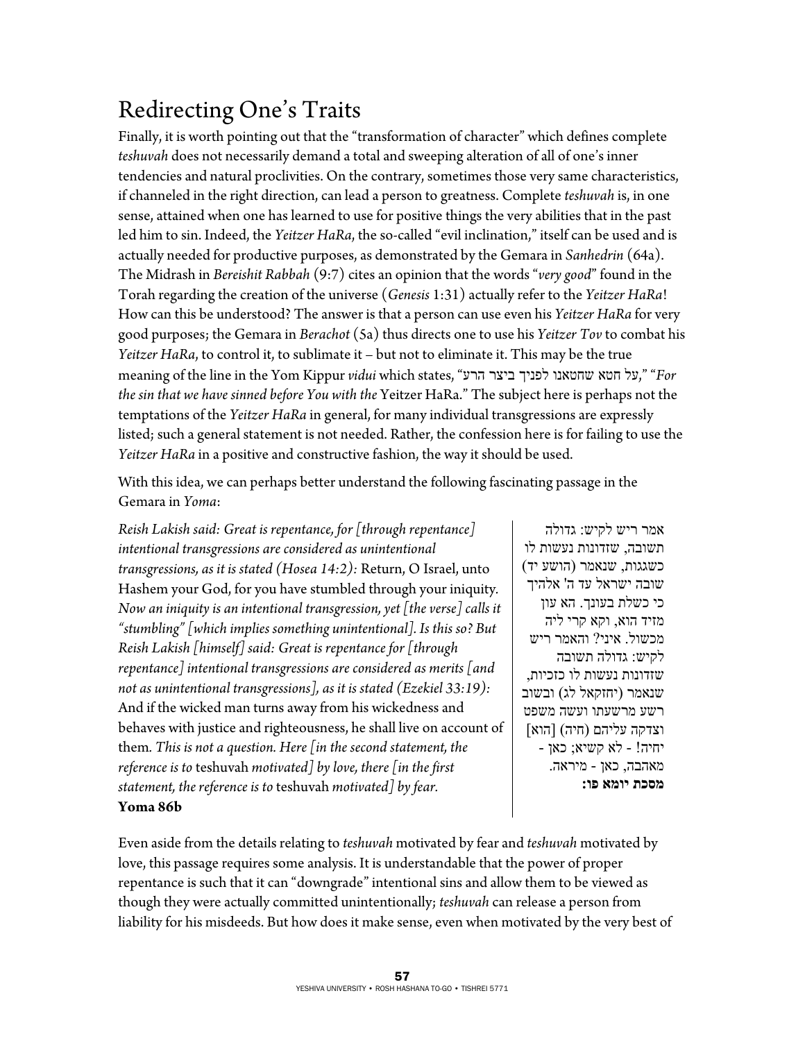# Redirecting One's Traits

Finally, it is worth pointing out that the "transformation of character" which defines complete *teshuvah* does not necessarily demand a total and sweeping alteration of all of one's inner tendencies and natural proclivities. On the contrary, sometimes those very same characteristics, if channeled in the right direction, can lead a person to greatness. Complete *teshuvah* is, in one sense, attained when one has learned to use for positive things the very abilities that in the past led him to sin. Indeed, the *Yeitzer HaRa*, the so-called "evil inclination," itself can be used and is actually needed for productive purposes, as demonstrated by the Gemara in *Sanhedrin* (64a). The Midrash in *Bereishit Rabbah* (9:7) cites an opinion that the words "*very good*" found in the Torah regarding the creation of the universe (*Genesis* 1:31) actually refer to the *Yeitzer HaRa*! How can this be understood? The answer is that a person can use even his *Yeitzer HaRa* for very good purposes; the Gemara in *Berachot* (5a) thus directs one to use his *Yeitzer Tov* to combat his *Yeitzer HaRa*, to control it, to sublimate it – but not to eliminate it. This may be the true meaning of the line in the Yom Kippur *vidui* which states, "על חטא שחטאנו לפניך ביצר הרע," "*For the sin that we have sinned before You with the* Yeitzer HaRa." The subject here is perhaps not the temptations of the *Yeitzer HaRa* in general, for many individual transgressions are expressly listed; such a general statement is not needed. Rather, the confession here is for failing to use the *Yeitzer HaRa* in a positive and constructive fashion, the way it should be used.

With this idea, we can perhaps better understand the following fascinating passage in the Gemara in *Yoma*:

*Reish Lakish said: Great is repentance, for [through repentance] intentional transgressions are considered as unintentional transgressions, as it is stated (Hosea 14:2):* Return, O Israel, unto Hashem your God, for you have stumbled through your iniquity. *Now an iniquity is an intentional transgression, yet [the verse] calls it "stumbling" [which implies something unintentional]. Is this so? But Reish Lakish [himself] said: Great is repentance for [through repentance] intentional transgressions are considered as merits [and not as unintentional transgressions], as it is stated (Ezekiel 33:19):* And if the wicked man turns away from his wickedness and behaves with justice and righteousness, he shall live on account of them. *This is not a question. Here [in the second statement, the reference is to* teshuvah *motivated] by love, there [in the first statement, the reference is to* teshuvah *motivated] by fear.*
**Yoma 86b**

אמר ריש לקיש: גדולה תשובה, שזדונות נעשות לו כשגגות, שנאמר (הושע יד) שובה ישראל עד ה' אלהיך כי כשלת בעונך. הא עון מזיד הוא, וקא קרי ליה מכשול. איני? והאמר ריש לקיש: גדולה תשובה שזדונות נעשות לו כזכיות, שנאמר (יחזקאל לג) ובשוב רשע מרשעתו ועשה משפט וצדקה עליהם (חיה) [הוא] יחיה! - לא קשיא; כאן - מאהבה, כאן - מיראה.
**מסכת יומא פו:**

Even aside from the details relating to *teshuvah* motivated by fear and *teshuvah* motivated by love, this passage requires some analysis. It is understandable that the power of proper repentance is such that it can "downgrade" intentional sins and allow them to be viewed as though they were actually committed unintentionally; *teshuvah* can release a person from liability for his misdeeds. But how does it make sense, even when motivated by the very best of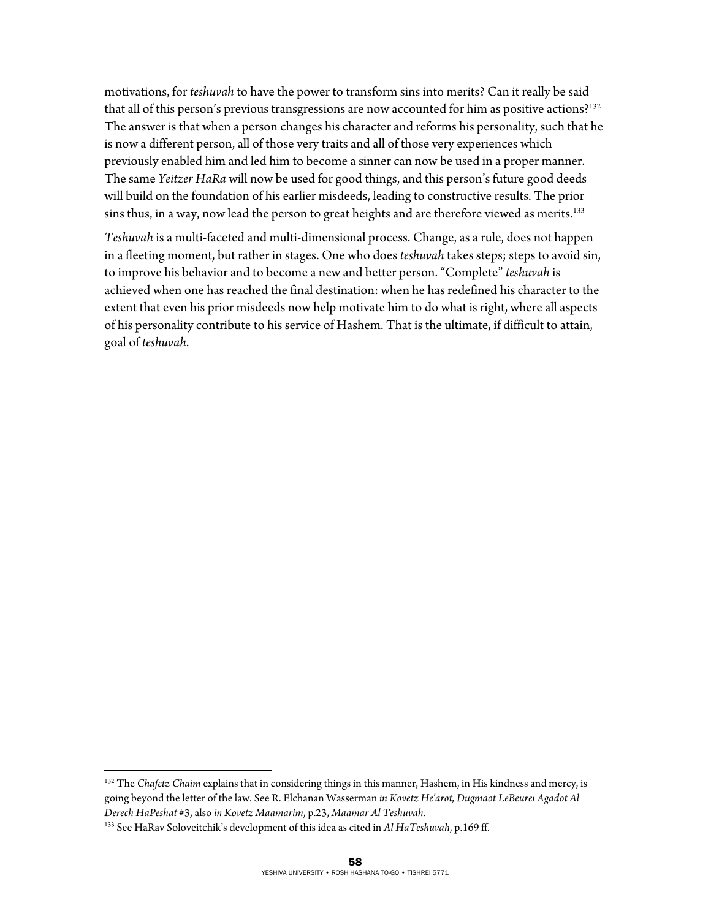motivations, for *teshuvah* to have the power to transform sins into merits? Can it really be said that all of this person's previous transgressions are now accounted for him as positive actions?[132] The answer is that when a person changes his character and reforms his personality, such that he is now a different person, all of those very traits and all of those very experiences which previously enabled him and led him to become a sinner can now be used in a proper manner. The same *Yeitzer HaRa* will now be used for good things, and this person's future good deeds will build on the foundation of his earlier misdeeds, leading to constructive results. The prior sins thus, in a way, now lead the person to great heights and are therefore viewed as merits.[133]

*Teshuvah* is a multi-faceted and multi-dimensional process. Change, as a rule, does not happen in a fleeting moment, but rather in stages. One who does *teshuvah* takes steps; steps to avoid sin, to improve his behavior and to become a new and better person. "Complete" *teshuvah* is achieved when one has reached the final destination: when he has redefined his character to the extent that even his prior misdeeds now help motivate him to do what is right, where all aspects of his personality contribute to his service of Hashem. That is the ultimate, if difficult to attain, goal of *teshuvah*.

---

[132] The *Chafetz Chaim* explains that in considering things in this manner, Hashem, in His kindness and mercy, is going beyond the letter of the law. See R. Elchanan Wasserman *in Kovetz He'arot, Dugmaot LeBeurei Agadot Al Derech HaPeshat* #3, also *in Kovetz Maamarim*, p.23, *Maamar Al Teshuvah.*

[133] See HaRav Soloveitchik's development of this idea as cited in *Al HaTeshuvah*, p.169 ff.